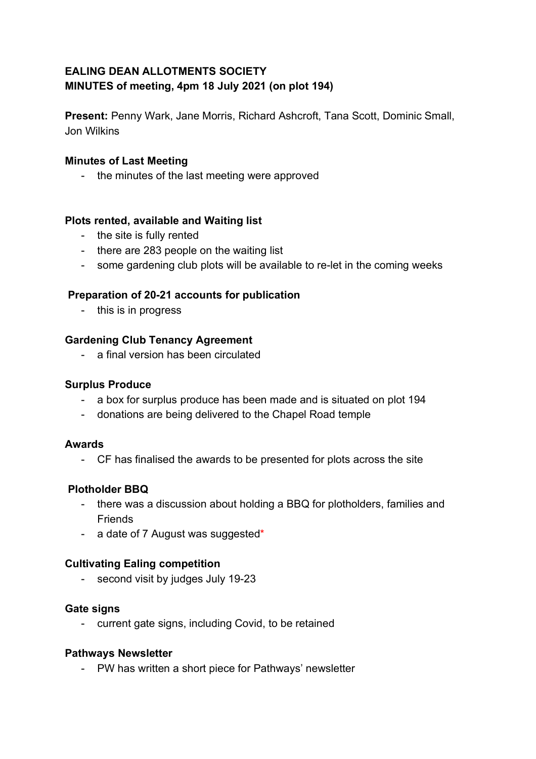**EALING DEAN ALLOTMENTS SOCIETY**
**MINUTES of meeting, 4pm 18 July 2021 (on plot 194)**

**Present:** Penny Wark, Jane Morris, Richard Ashcroft, Tana Scott, Dominic Small, Jon Wilkins

**Minutes of Last Meeting**

- the minutes of the last meeting were approved

**Plots rented, available and Waiting list**

- the site is fully rented
- there are 283 people on the waiting list
- some gardening club plots will be available to re-let in the coming weeks

**Preparation of 20-21 accounts for publication**

- this is in progress

**Gardening Club Tenancy Agreement**

- a final version has been circulated

**Surplus Produce**

- a box for surplus produce has been made and is situated on plot 194
- donations are being delivered to the Chapel Road temple

**Awards**

- CF has finalised the awards to be presented for plots across the site

**Plotholder BBQ**

- there was a discussion about holding a BBQ for plotholders, families and Friends
- a date of 7 August was suggested*

**Cultivating Ealing competition**

- second visit by judges July 19-23

**Gate signs**

- current gate signs, including Covid, to be retained

**Pathways Newsletter**

- PW has written a short piece for Pathways' newsletter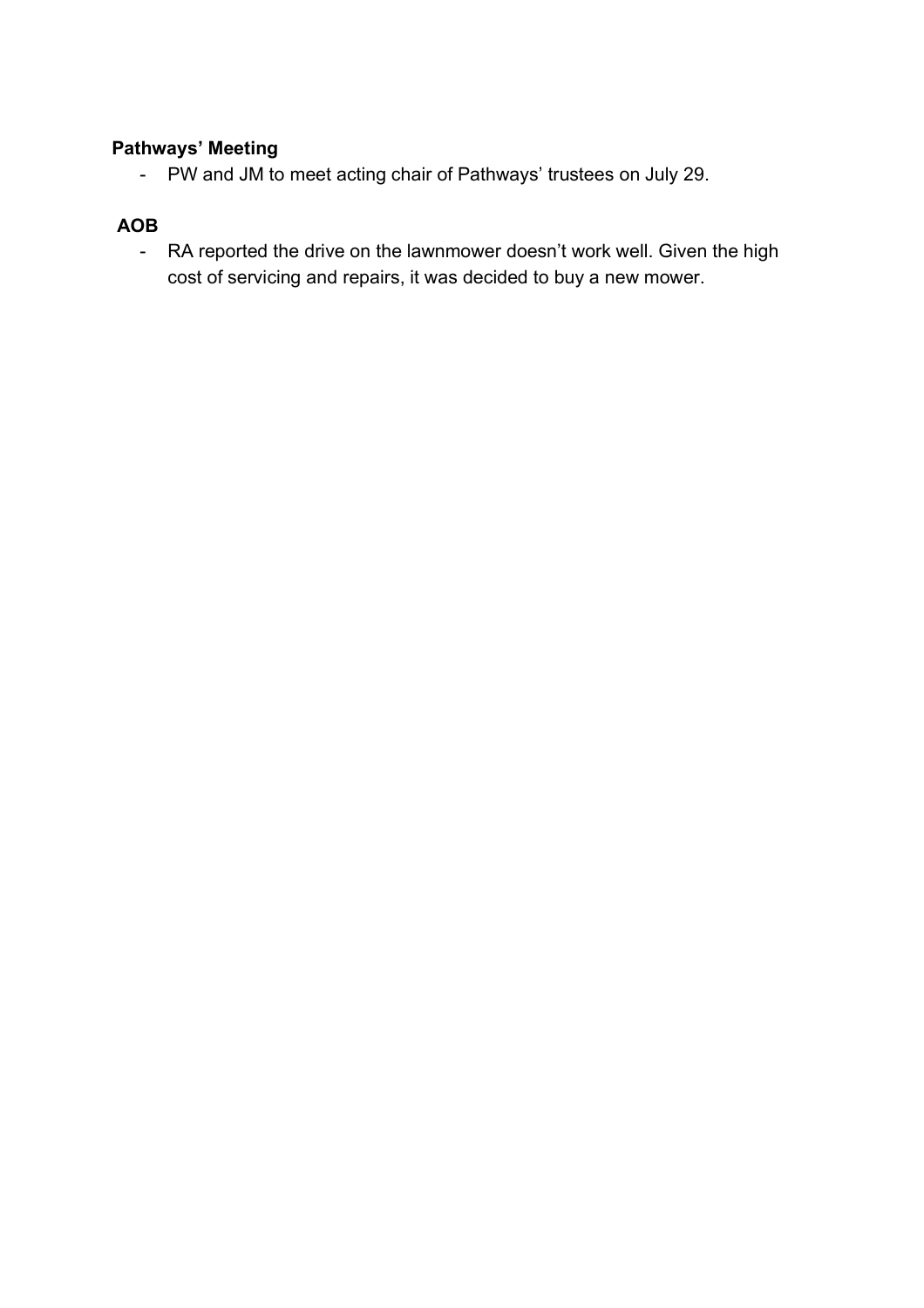**Pathways' Meeting**

- PW and JM to meet acting chair of Pathways' trustees on July 29.

**AOB**

- RA reported the drive on the lawnmower doesn't work well. Given the high cost of servicing and repairs, it was decided to buy a new mower.